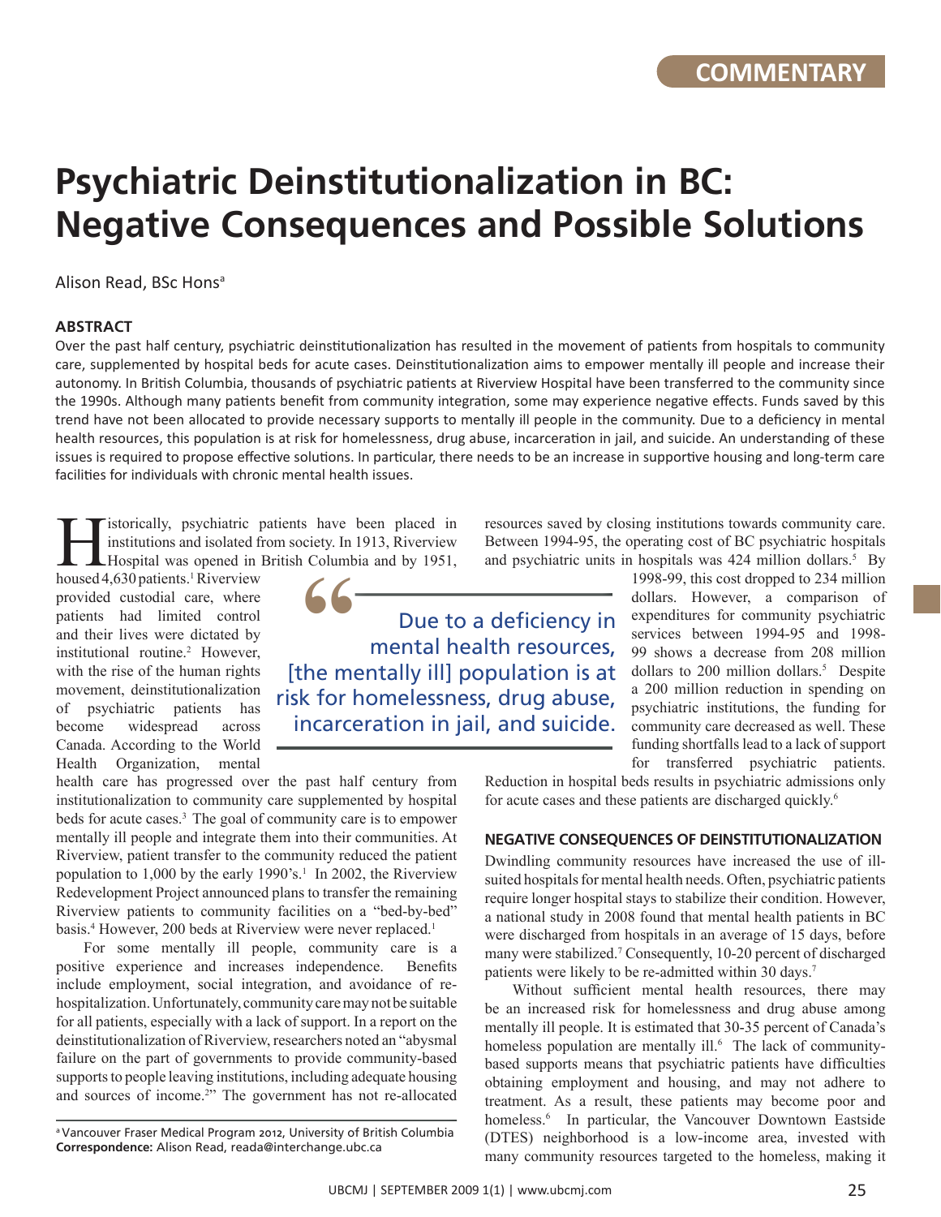COMMENTARY

# Psychiatric Deinstitutionalization in BC: Negative Consequences and Possible Solutions

Alison Read, BSc Hons[a]

## ABSTRACT

Over the past half century, psychiatric deinstitutionalization has resulted in the movement of patients from hospitals to community care, supplemented by hospital beds for acute cases. Deinstitutionalization aims to empower mentally ill people and increase their autonomy. In British Columbia, thousands of psychiatric patients at Riverview Hospital have been transferred to the community since the 1990s. Although many patients benefit from community integration, some may experience negative effects. Funds saved by this trend have not been allocated to provide necessary supports to mentally ill people in the community. Due to a deficiency in mental health resources, this population is at risk for homelessness, drug abuse, incarceration in jail, and suicide. An understanding of these issues is required to propose effective solutions. In particular, there needs to be an increase in supportive housing and long-term care facilities for individuals with chronic mental health issues.

Historically, psychiatric patients have been placed in institutions and isolated from society. In 1913, Riverview Hospital was opened in British Columbia and by 1951, housed 4,630 patients.[1] Riverview provided custodial care, where patients had limited control and their lives were dictated by institutional routine.[2] However, with the rise of the human rights movement, deinstitutionalization of psychiatric patients has become widespread across Canada. According to the World Health Organization, mental health care has progressed over the past half century from institutionalization to community care supplemented by hospital beds for acute cases.[3] The goal of community care is to empower mentally ill people and integrate them into their communities. At Riverview, patient transfer to the community reduced the patient population to 1,000 by the early 1990's.[1] In 2002, the Riverview Redevelopment Project announced plans to transfer the remaining Riverview patients to community facilities on a "bed-by-bed" basis.[4] However, 200 beds at Riverview were never replaced.[1]

> "Due to a deficiency in mental health resources, [the mentally ill] population is at risk for homelessness, drug abuse, incarceration in jail, and suicide.

For some mentally ill people, community care is a positive experience and increases independence. Benefits include employment, social integration, and avoidance of re-hospitalization. Unfortunately, community care may not be suitable for all patients, especially with a lack of support. In a report on the deinstitutionalization of Riverview, researchers noted an "abysmal failure on the part of governments to provide community-based supports to people leaving institutions, including adequate housing and sources of income.[2]" The government has not re-allocated resources saved by closing institutions towards community care. Between 1994-95, the operating cost of BC psychiatric hospitals and psychiatric units in hospitals was 424 million dollars.[5] By 1998-99, this cost dropped to 234 million dollars. However, a comparison of expenditures for community psychiatric services between 1994-95 and 1998-99 shows a decrease from 208 million dollars to 200 million dollars.[5] Despite a 200 million reduction in spending on psychiatric institutions, the funding for community care decreased as well. These funding shortfalls lead to a lack of support for transferred psychiatric patients. Reduction in hospital beds results in psychiatric admissions only for acute cases and these patients are discharged quickly.[6]

## NEGATIVE CONSEQUENCES OF DEINSTITUTIONALIZATION

Dwindling community resources have increased the use of ill-suited hospitals for mental health needs. Often, psychiatric patients require longer hospital stays to stabilize their condition. However, a national study in 2008 found that mental health patients in BC were discharged from hospitals in an average of 15 days, before many were stabilized.[7] Consequently, 10-20 percent of discharged patients were likely to be re-admitted within 30 days.[7]

Without sufficient mental health resources, there may be an increased risk for homelessness and drug abuse among mentally ill people. It is estimated that 30-35 percent of Canada's homeless population are mentally ill.[6] The lack of community-based supports means that psychiatric patients have difficulties obtaining employment and housing, and may not adhere to treatment. As a result, these patients may become poor and homeless.[6] In particular, the Vancouver Downtown Eastside (DTES) neighborhood is a low-income area, invested with many community resources targeted to the homeless, making it

[a] Vancouver Fraser Medical Program 2012, University of British Columbia
**Correspondence:** Alison Read, reada@interchange.ubc.ca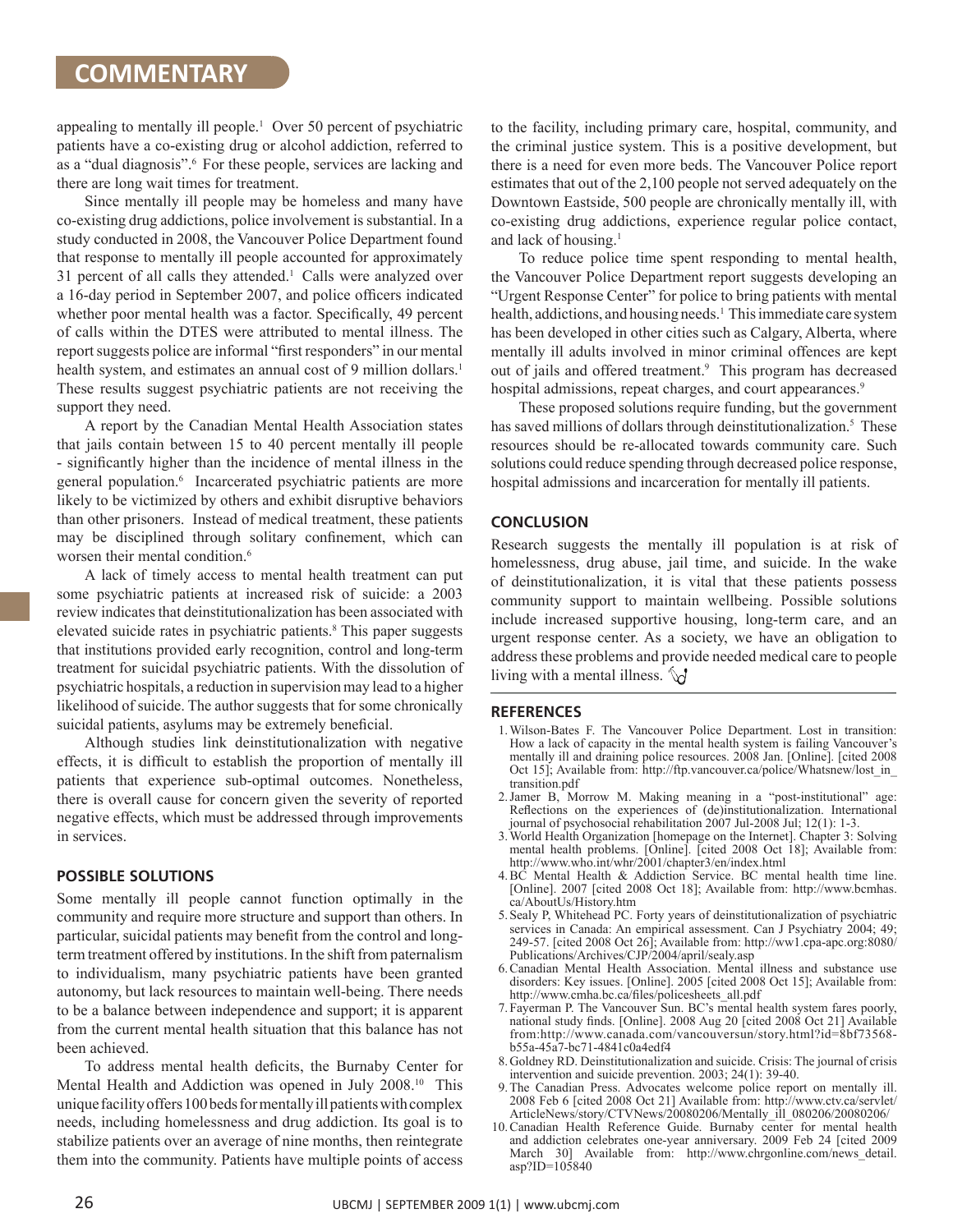appealing to mentally ill people.[1] Over 50 percent of psychiatric patients have a co-existing drug or alcohol addiction, referred to as a "dual diagnosis".[6] For these people, services are lacking and there are long wait times for treatment.

Since mentally ill people may be homeless and many have co-existing drug addictions, police involvement is substantial. In a study conducted in 2008, the Vancouver Police Department found that response to mentally ill people accounted for approximately 31 percent of all calls they attended.[1] Calls were analyzed over a 16-day period in September 2007, and police officers indicated whether poor mental health was a factor. Specifically, 49 percent of calls within the DTES were attributed to mental illness. The report suggests police are informal "first responders" in our mental health system, and estimates an annual cost of 9 million dollars.[1] These results suggest psychiatric patients are not receiving the support they need.

A report by the Canadian Mental Health Association states that jails contain between 15 to 40 percent mentally ill people - significantly higher than the incidence of mental illness in the general population.[6] Incarcerated psychiatric patients are more likely to be victimized by others and exhibit disruptive behaviors than other prisoners. Instead of medical treatment, these patients may be disciplined through solitary confinement, which can worsen their mental condition.[6]

A lack of timely access to mental health treatment can put some psychiatric patients at increased risk of suicide: a 2003 review indicates that deinstitutionalization has been associated with elevated suicide rates in psychiatric patients.[8] This paper suggests that institutions provided early recognition, control and long-term treatment for suicidal psychiatric patients. With the dissolution of psychiatric hospitals, a reduction in supervision may lead to a higher likelihood of suicide. The author suggests that for some chronically suicidal patients, asylums may be extremely beneficial.

Although studies link deinstitutionalization with negative effects, it is difficult to establish the proportion of mentally ill patients that experience sub-optimal outcomes. Nonetheless, there is overall cause for concern given the severity of reported negative effects, which must be addressed through improvements in services.

## POSSIBLE SOLUTIONS

Some mentally ill people cannot function optimally in the community and require more structure and support than others. In particular, suicidal patients may benefit from the control and long-term treatment offered by institutions. In the shift from paternalism to individualism, many psychiatric patients have been granted autonomy, but lack resources to maintain well-being. There needs to be a balance between independence and support; it is apparent from the current mental health situation that this balance has not been achieved.

To address mental health deficits, the Burnaby Center for Mental Health and Addiction was opened in July 2008.[10] This unique facility offers 100 beds for mentally ill patients with complex needs, including homelessness and drug addiction. Its goal is to stabilize patients over an average of nine months, then reintegrate them into the community. Patients have multiple points of access to the facility, including primary care, hospital, community, and the criminal justice system. This is a positive development, but there is a need for even more beds. The Vancouver Police report estimates that out of the 2,100 people not served adequately on the Downtown Eastside, 500 people are chronically mentally ill, with co-existing drug addictions, experience regular police contact, and lack of housing.[1]

To reduce police time spent responding to mental health, the Vancouver Police Department report suggests developing an "Urgent Response Center" for police to bring patients with mental health, addictions, and housing needs.[1] This immediate care system has been developed in other cities such as Calgary, Alberta, where mentally ill adults involved in minor criminal offences are kept out of jails and offered treatment.[9] This program has decreased hospital admissions, repeat charges, and court appearances.[9]

These proposed solutions require funding, but the government has saved millions of dollars through deinstitutionalization.[5] These resources should be re-allocated towards community care. Such solutions could reduce spending through decreased police response, hospital admissions and incarceration for mentally ill patients.

## CONCLUSION

Research suggests the mentally ill population is at risk of homelessness, drug abuse, jail time, and suicide. In the wake of deinstitutionalization, it is vital that these patients possess community support to maintain wellbeing. Possible solutions include increased supportive housing, long-term care, and an urgent response center. As a society, we have an obligation to address these problems and provide needed medical care to people living with a mental illness.

## REFERENCES

1. Wilson-Bates F. The Vancouver Police Department. Lost in transition: How a lack of capacity in the mental health system is failing Vancouver's mentally ill and draining police resources. 2008 Jan. [Online]. [cited 2008 Oct 15]; Available from: http://ftp.vancouver.ca/police/Whatsnew/lost_in_transition.pdf
2. Jamer B, Morrow M. Making meaning in a "post-institutional" age: Reflections on the experiences of (de)institutionalization. International journal of psychosocial rehabilitation 2007 Jul-2008 Jul; 12(1): 1-3.
3. World Health Organization [homepage on the Internet]. Chapter 3: Solving mental health problems. [Online]. [cited 2008 Oct 18]; Available from: http://www.who.int/whr/2001/chapter3/en/index.html
4. BC Mental Health & Addiction Service. BC mental health time line. [Online]. 2007 [cited 2008 Oct 18]; Available from: http://www.bcmhas.ca/AboutUs/History.htm
5. Sealy P, Whitehead PC. Forty years of deinstitutionalization of psychiatric services in Canada: An empirical assessment. Can J Psychiatry 2004; 49; 249-57. [cited 2008 Oct 26]; Available from: http://ww1.cpa-apc.org:8080/Publications/Archives/CJP/2004/april/sealy.asp
6. Canadian Mental Health Association. Mental illness and substance use disorders: Key issues. [Online]. 2005 [cited 2008 Oct 15]; Available from: http://www.cmha.bc.ca/files/policesheets_all.pdf
7. Fayerman P. The Vancouver Sun. BC's mental health system fares poorly, national study finds. [Online]. 2008 Aug 20 [cited 2008 Oct 21] Available from:http://www.canada.com/vancouversun/story.html?id=8bf73568-b55a-45a7-bc71-4841c0a4edf4
8. Goldney RD. Deinstitutionalization and suicide. Crisis: The journal of crisis intervention and suicide prevention. 2003; 24(1): 39-40.
9. The Canadian Press. Advocates welcome police report on mentally ill. 2008 Feb 6 [cited 2008 Oct 21] Available from: http://www.ctv.ca/servlet/ArticleNews/story/CTVNews/20080206/Mentally_ill_080206/20080206/
10. Canadian Health Reference Guide. Burnaby center for mental health and addiction celebrates one-year anniversary. 2009 Feb 24 [cited 2009 March 30] Available from: http://www.chrgonline.com/news_detail.asp?ID=105840